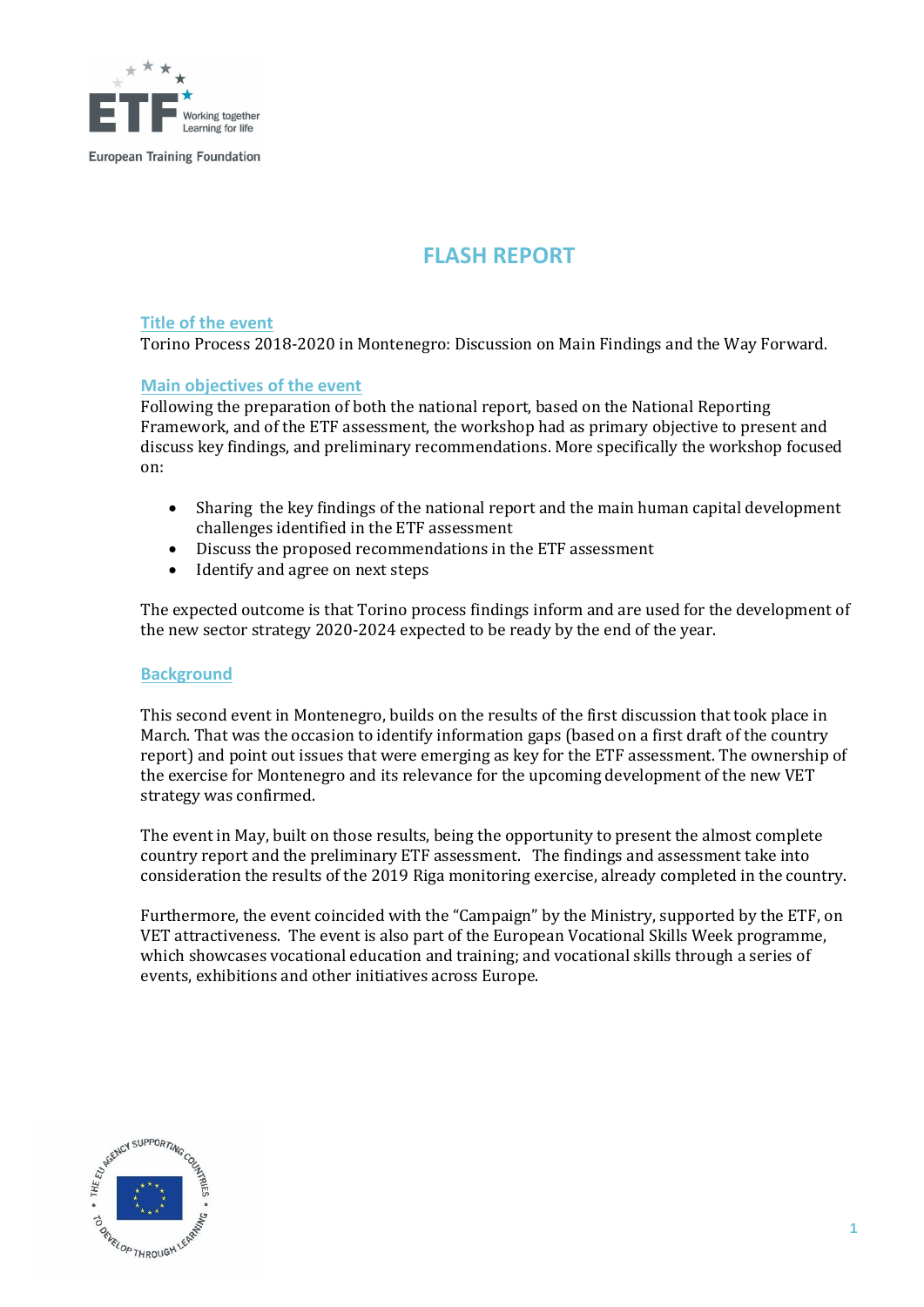# FLASH REPORT

## Title of the event

Torino Process 2018-2020 in Montenegro: Discussion on Main Findings and the Way Forward.

## Main objectives of the event

Following the preparation of both the national report, based on the National Reporting Framework, and of the ETF assessment, the workshop had as primary objective to present and discuss key findings, and preliminary recommendations. More specifically the workshop focused on:

- Sharing the key findings of the national report and the main human capital development challenges identified in the ETF assessment
- Discuss the proposed recommendations in the ETF assessment
- Identify and agree on next steps

The expected outcome is that Torino process findings inform and are used for the development of the new sector strategy 2020-2024 expected to be ready by the end of the year.

## Background

This second event in Montenegro, builds on the results of the first discussion that took place in March. That was the occasion to identify information gaps (based on a first draft of the country report) and point out issues that were emerging as key for the ETF assessment. The ownership of the exercise for Montenegro and its relevance for the upcoming development of the new VET strategy was confirmed.

The event in May, built on those results, being the opportunity to present the almost complete country report and the preliminary ETF assessment. The findings and assessment take into consideration the results of the 2019 Riga monitoring exercise, already completed in the country.

Furthermore, the event coincided with the "Campaign" by the Ministry, supported by the ETF, on VET attractiveness. The event is also part of the European Vocational Skills Week programme, which showcases vocational education and training; and vocational skills through a series of events, exhibitions and other initiatives across Europe.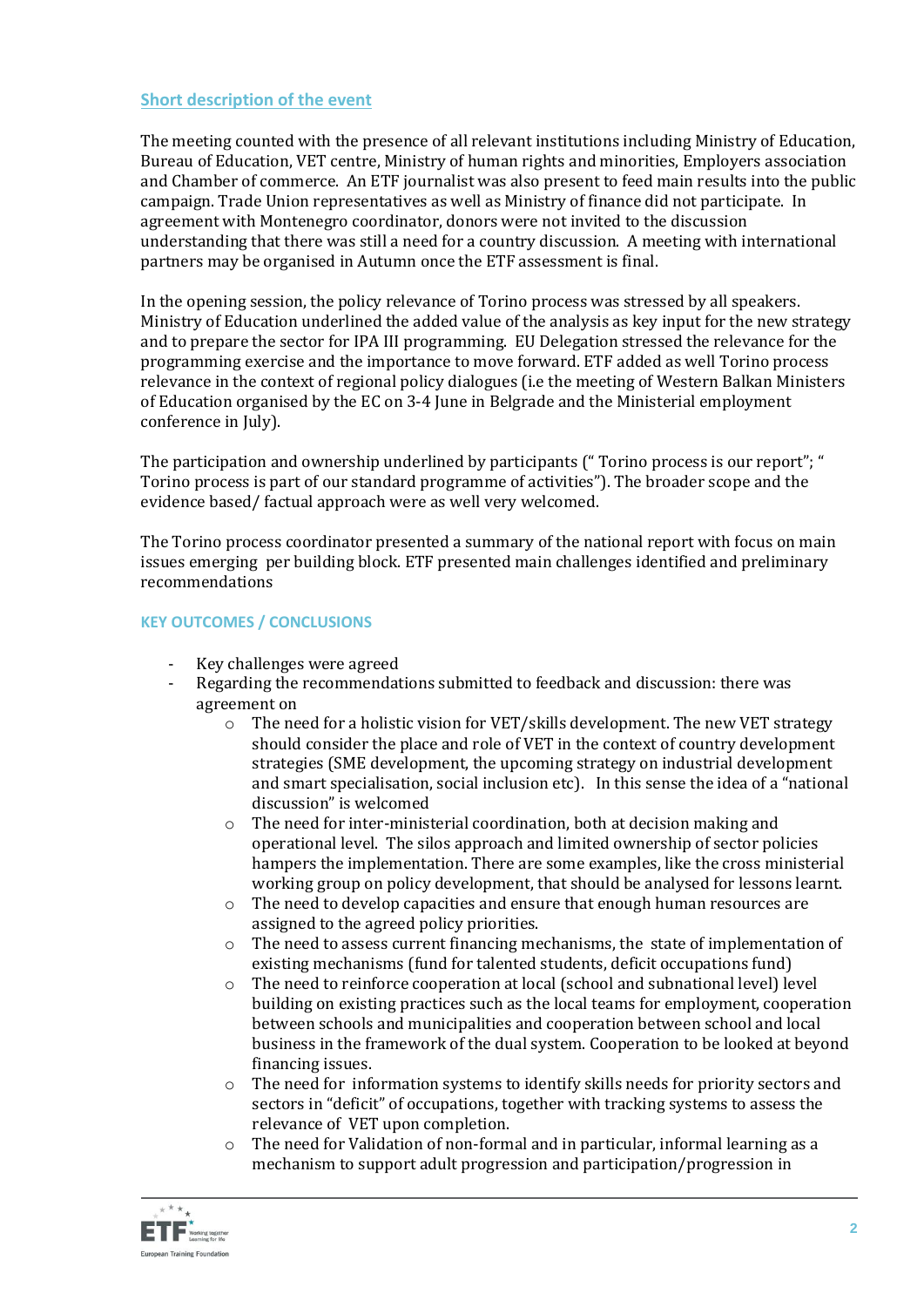## Short description of the event

The meeting counted with the presence of all relevant institutions including Ministry of Education, Bureau of Education, VET centre, Ministry of human rights and minorities, Employers association and Chamber of commerce. An ETF journalist was also present to feed main results into the public campaign. Trade Union representatives as well as Ministry of finance did not participate. In agreement with Montenegro coordinator, donors were not invited to the discussion understanding that there was still a need for a country discussion. A meeting with international partners may be organised in Autumn once the ETF assessment is final.

In the opening session, the policy relevance of Torino process was stressed by all speakers. Ministry of Education underlined the added value of the analysis as key input for the new strategy and to prepare the sector for IPA III programming. EU Delegation stressed the relevance for the programming exercise and the importance to move forward. ETF added as well Torino process relevance in the context of regional policy dialogues (i.e the meeting of Western Balkan Ministers of Education organised by the EC on 3-4 June in Belgrade and the Ministerial employment conference in July).

The participation and ownership underlined by participants (" Torino process is our report"; " Torino process is part of our standard programme of activities"). The broader scope and the evidence based/ factual approach were as well very welcomed.

The Torino process coordinator presented a summary of the national report with focus on main issues emerging per building block. ETF presented main challenges identified and preliminary recommendations

## KEY OUTCOMES / CONCLUSIONS

- Key challenges were agreed
- Regarding the recommendations submitted to feedback and discussion: there was agreement on
    - The need for a holistic vision for VET/skills development. The new VET strategy should consider the place and role of VET in the context of country development strategies (SME development, the upcoming strategy on industrial development and smart specialisation, social inclusion etc). In this sense the idea of a "national discussion" is welcomed
    - The need for inter-ministerial coordination, both at decision making and operational level. The silos approach and limited ownership of sector policies hampers the implementation. There are some examples, like the cross ministerial working group on policy development, that should be analysed for lessons learnt.
    - The need to develop capacities and ensure that enough human resources are assigned to the agreed policy priorities.
    - The need to assess current financing mechanisms, the state of implementation of existing mechanisms (fund for talented students, deficit occupations fund)
    - The need to reinforce cooperation at local (school and subnational level) level building on existing practices such as the local teams for employment, cooperation between schools and municipalities and cooperation between school and local business in the framework of the dual system. Cooperation to be looked at beyond financing issues.
    - The need for information systems to identify skills needs for priority sectors and sectors in "deficit" of occupations, together with tracking systems to assess the relevance of VET upon completion.
    - The need for Validation of non-formal and in particular, informal learning as a mechanism to support adult progression and participation/progression in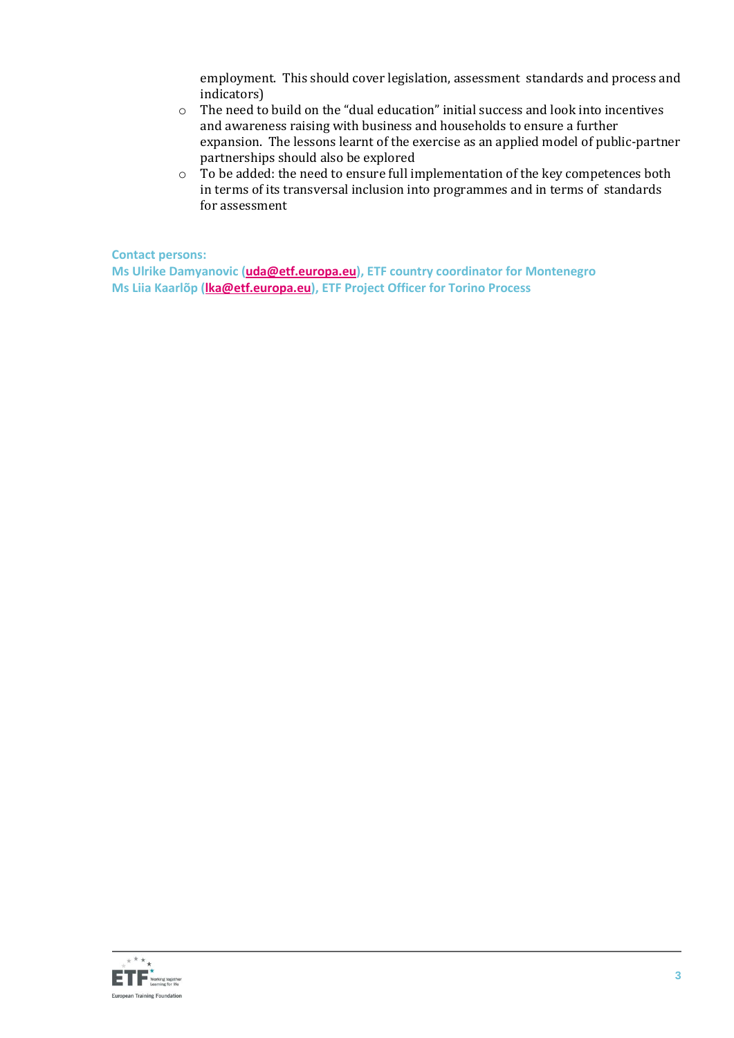employment. This should cover legislation, assessment standards and process and indicators)

- The need to build on the "dual education" initial success and look into incentives and awareness raising with business and households to ensure a further expansion. The lessons learnt of the exercise as an applied model of public-partner partnerships should also be explored
- To be added: the need to ensure full implementation of the key competences both in terms of its transversal inclusion into programmes and in terms of standards for assessment

**Contact persons:**
**Ms Ulrike Damyanovic (uda@etf.europa.eu), ETF country coordinator for Montenegro**
**Ms Liia Kaarlõp (lka@etf.europa.eu), ETF Project Officer for Torino Process**